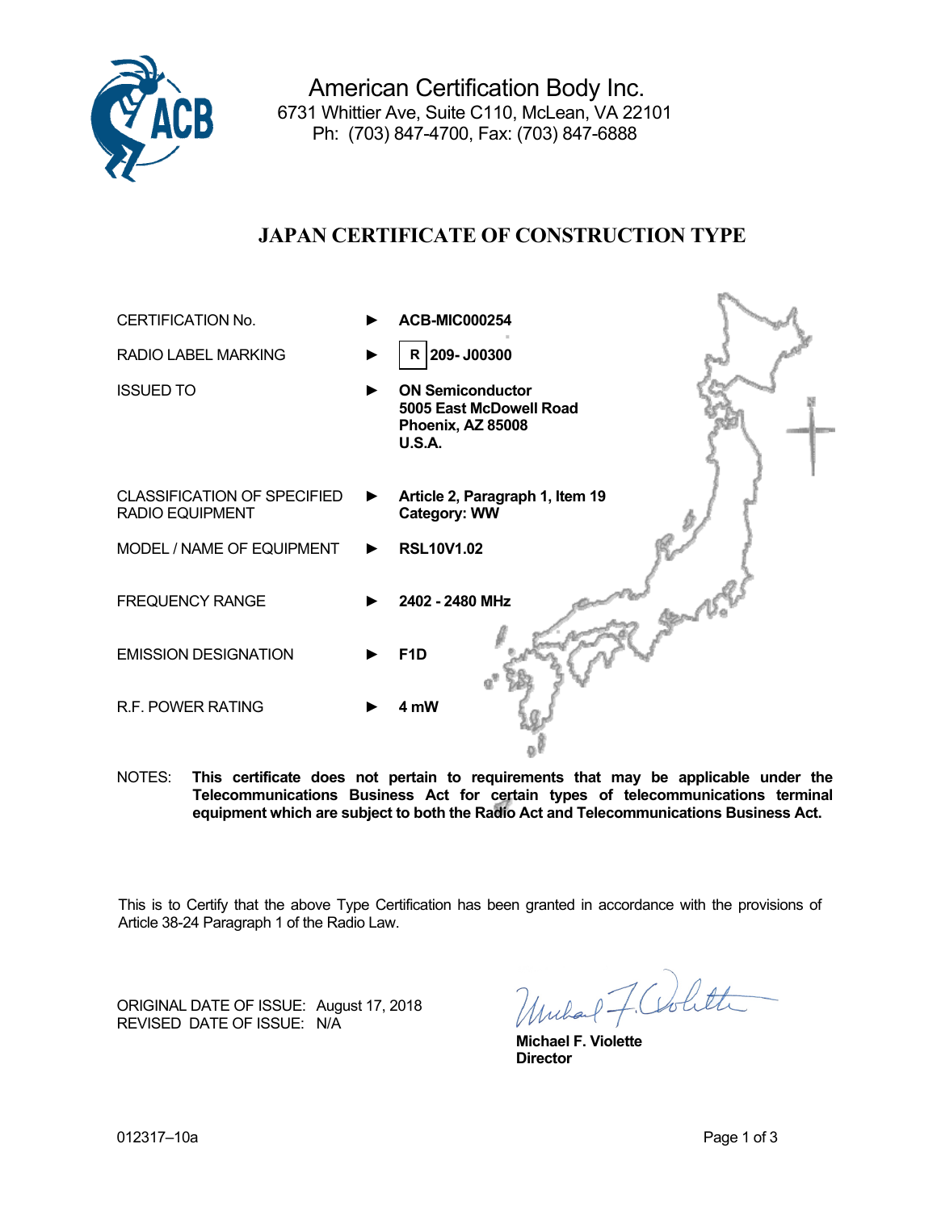American Certification Body Inc.
6731 Whittier Ave, Suite C110, McLean, VA 22101
Ph: (703) 847-4700, Fax: (703) 847-6888

# JAPAN CERTIFICATE OF CONSTRUCTION TYPE

| | | |
|---|---|---|
| CERTIFICATION No. | ► | **ACB-MIC000254** |
| RADIO LABEL MARKING | ► | **R 209- J00300** |
| ISSUED TO | ► | **ON Semiconductor**<br>**5005 East McDowell Road**<br>**Phoenix, AZ 85008**<br>**U.S.A.** |
| CLASSIFICATION OF SPECIFIED RADIO EQUIPMENT | ► | **Article 2, Paragraph 1, Item 19**<br>**Category: WW** |
| MODEL / NAME OF EQUIPMENT | ► | **RSL10V1.02** |
| FREQUENCY RANGE | ► | **2402 - 2480 MHz** |
| EMISSION DESIGNATION | ► | **F1D** |
| R.F. POWER RATING | ► | **4 mW** |

NOTES: **This certificate does not pertain to requirements that may be applicable under the Telecommunications Business Act for certain types of telecommunications terminal equipment which are subject to both the Radio Act and Telecommunications Business Act.**

This is to Certify that the above Type Certification has been granted in accordance with the provisions of Article 38-24 Paragraph 1 of the Radio Law.

ORIGINAL DATE OF ISSUE: August 17, 2018
REVISED DATE OF ISSUE: N/A

**Michael F. Violette**
**Director**

012317–10a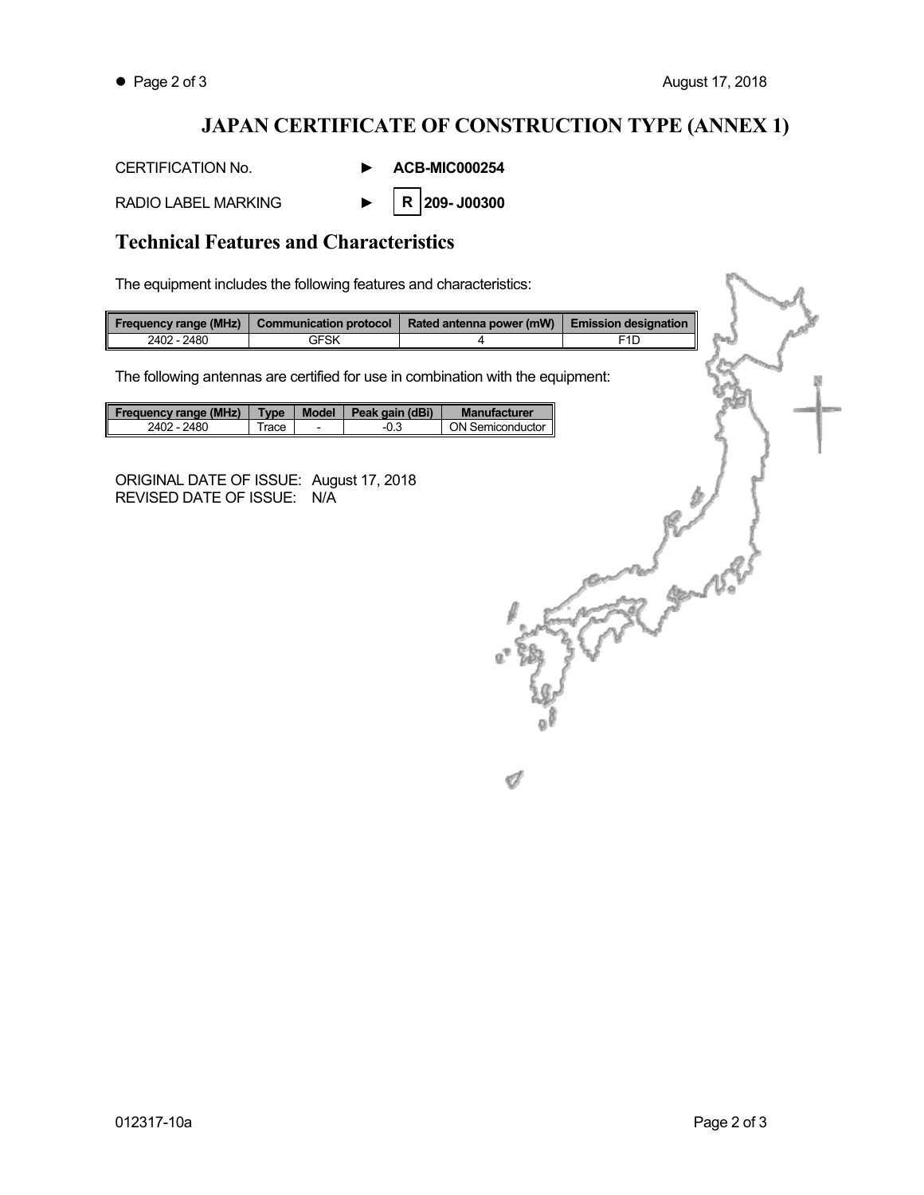# JAPAN CERTIFICATE OF CONSTRUCTION TYPE (ANNEX 1)

CERTIFICATION No. ► **ACB-MIC000254**

RADIO LABEL MARKING ► **R 209- J00300**

## Technical Features and Characteristics

The equipment includes the following features and characteristics:

| Frequency range (MHz) | Communication protocol | Rated antenna power (mW) | Emission designation |
|---|---|---|---|
| 2402 - 2480 | GFSK | 4 | F1D |

The following antennas are certified for use in combination with the equipment:

| Frequency range (MHz) | Type | Model | Peak gain (dBi) | Manufacturer |
|---|---|---|---|---|
| 2402 - 2480 | Trace | - | -0.3 | ON Semiconductor |

ORIGINAL DATE OF ISSUE: August 17, 2018
REVISED DATE OF ISSUE: N/A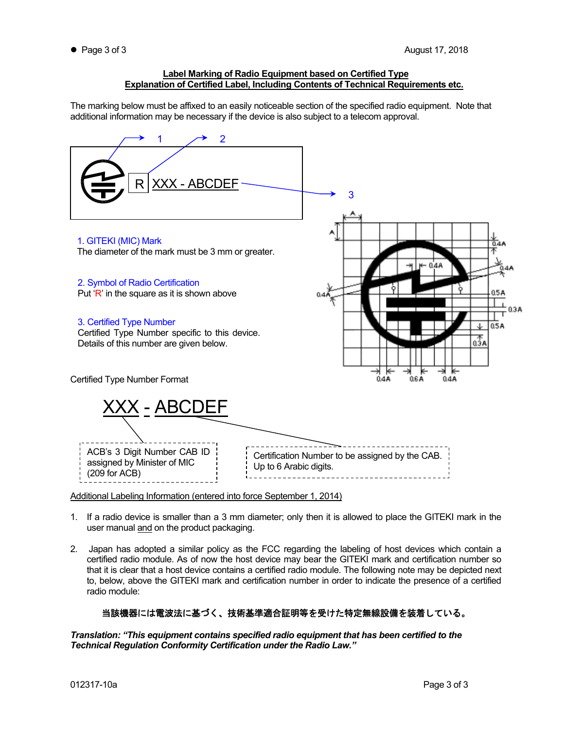**Label Marking of Radio Equipment based on Certified Type**
**Explanation of Certified Label, Including Contents of Technical Requirements etc.**

The marking below must be affixed to an easily noticeable section of the specified radio equipment. Note that additional information may be necessary if the device is also subject to a telecom approval.

1
2
R XXX - ABCDEF
3

A
A
0.4A
0.4A
0.4A
0.4A
0.5A
0.3A
0.5A
0.3A
0.4A
0.6A
0.4A

1. GITEKI (MIC) Mark
The diameter of the mark must be 3 mm or greater.

2. Symbol of Radio Certification
Put 'R' in the square as it is shown above

3. Certified Type Number
Certified Type Number specific to this device.
Details of this number are given below.

Certified Type Number Format

XXX - ABCDEF

ACB's 3 Digit Number CAB ID assigned by Minister of MIC (209 for ACB)

Certification Number to be assigned by the CAB. Up to 6 Arabic digits.

Additional Labeling Information (entered into force September 1, 2014)

1. If a radio device is smaller than a 3 mm diameter; only then it is allowed to place the GITEKI mark in the user manual and on the product packaging.

2. Japan has adopted a similar policy as the FCC regarding the labeling of host devices which contain a certified radio module. As of now the host device may bear the GITEKI mark and certification number so that it is clear that a host device contains a certified radio module. The following note may be depicted next to, below, above the GITEKI mark and certification number in order to indicate the presence of a certified radio module:

**当該機器には電波法に基づく、技術基準適合証明等を受けた特定無線設備を装着している。**

***Translation: "This equipment contains specified radio equipment that has been certified to the Technical Regulation Conformity Certification under the Radio Law."***

012317-10a